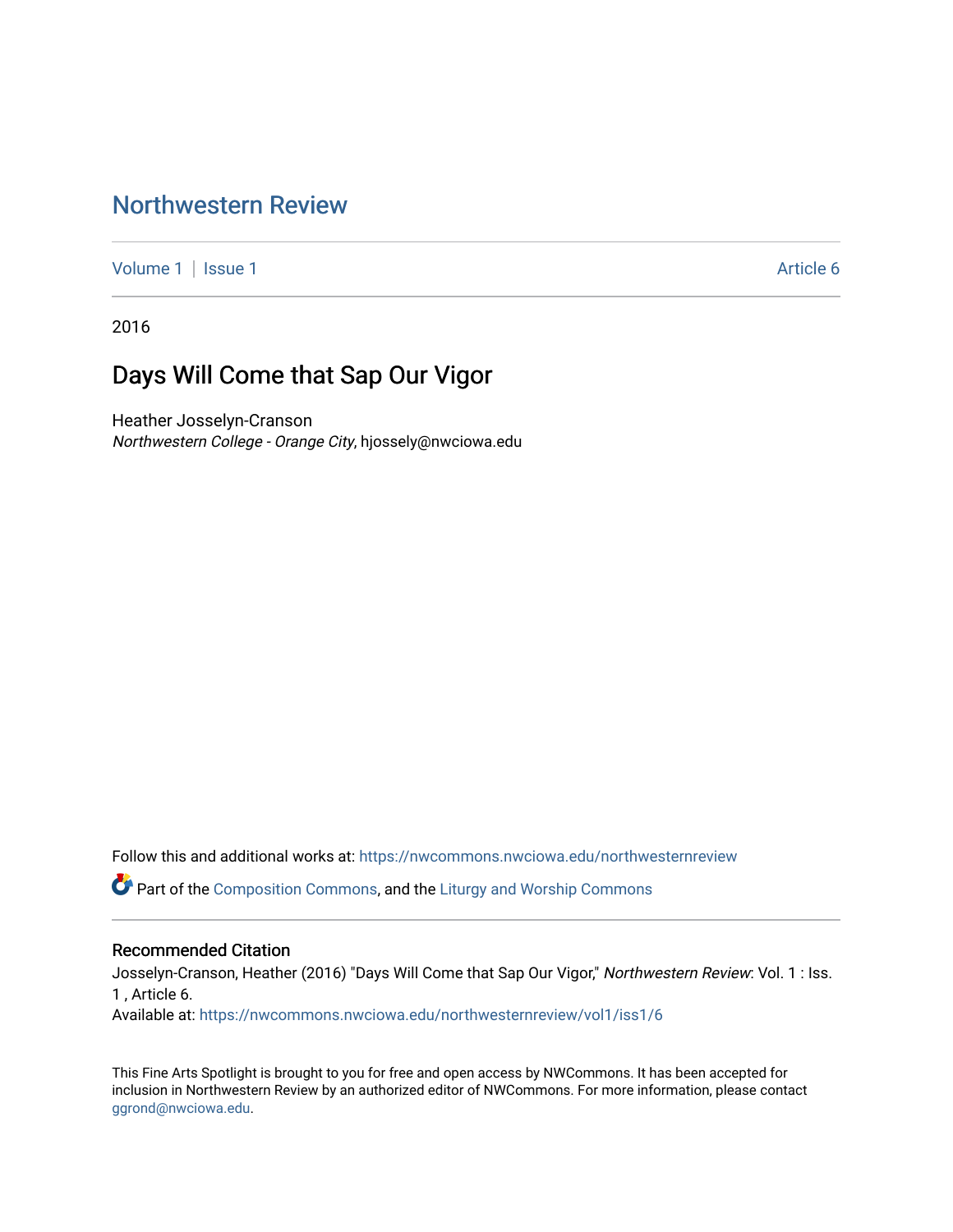# Northwestern Review

Volume 1 | Issue 1 Article 6

2016

## Days Will Come that Sap Our Vigor

Heather Josselyn-Cranson
*Northwestern College - Orange City*, hjossely@nwciowa.edu

Follow this and additional works at: https://nwcommons.nwciowa.edu/northwesternreview

Part of the Composition Commons, and the Liturgy and Worship Commons

### Recommended Citation

Josselyn-Cranson, Heather (2016) "Days Will Come that Sap Our Vigor," *Northwestern Review*: Vol. 1 : Iss. 1 , Article 6.
Available at: https://nwcommons.nwciowa.edu/northwesternreview/vol1/iss1/6

This Fine Arts Spotlight is brought to you for free and open access by NWCommons. It has been accepted for inclusion in Northwestern Review by an authorized editor of NWCommons. For more information, please contact ggrond@nwciowa.edu.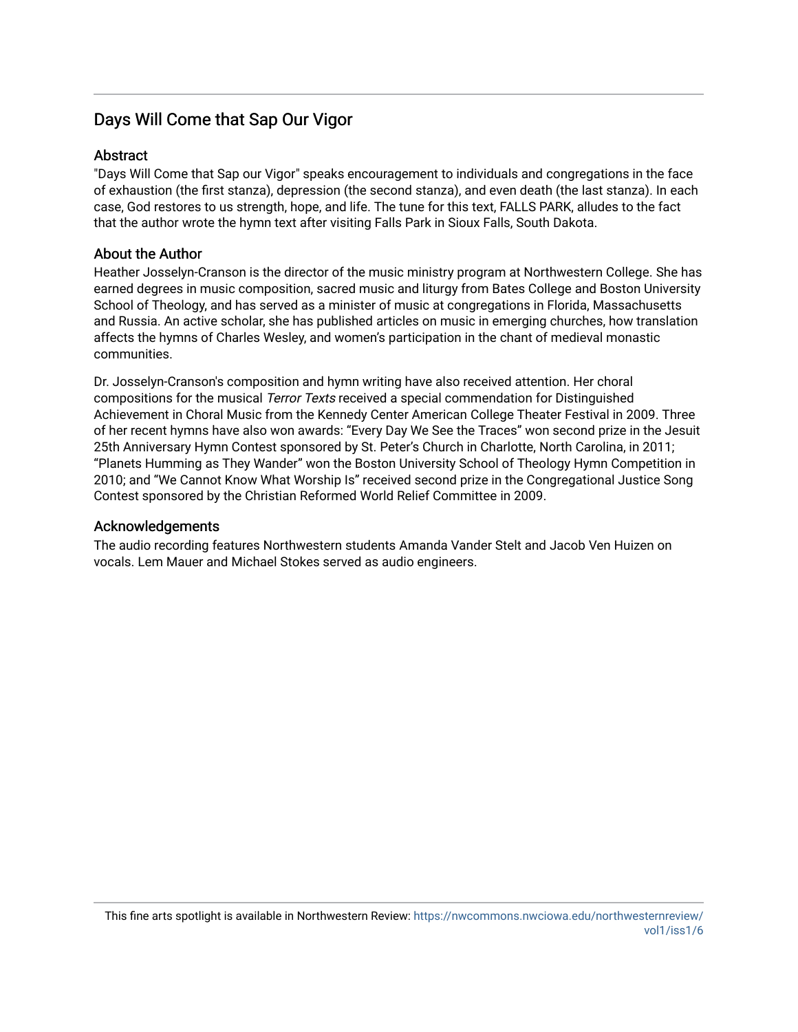## Days Will Come that Sap Our Vigor

### Abstract

"Days Will Come that Sap our Vigor" speaks encouragement to individuals and congregations in the face of exhaustion (the first stanza), depression (the second stanza), and even death (the last stanza). In each case, God restores to us strength, hope, and life. The tune for this text, FALLS PARK, alludes to the fact that the author wrote the hymn text after visiting Falls Park in Sioux Falls, South Dakota.

### About the Author

Heather Josselyn-Cranson is the director of the music ministry program at Northwestern College. She has earned degrees in music composition, sacred music and liturgy from Bates College and Boston University School of Theology, and has served as a minister of music at congregations in Florida, Massachusetts and Russia. An active scholar, she has published articles on music in emerging churches, how translation affects the hymns of Charles Wesley, and women's participation in the chant of medieval monastic communities.

Dr. Josselyn-Cranson's composition and hymn writing have also received attention. Her choral compositions for the musical *Terror Texts* received a special commendation for Distinguished Achievement in Choral Music from the Kennedy Center American College Theater Festival in 2009. Three of her recent hymns have also won awards: "Every Day We See the Traces" won second prize in the Jesuit 25th Anniversary Hymn Contest sponsored by St. Peter's Church in Charlotte, North Carolina, in 2011; "Planets Humming as They Wander" won the Boston University School of Theology Hymn Competition in 2010; and "We Cannot Know What Worship Is" received second prize in the Congregational Justice Song Contest sponsored by the Christian Reformed World Relief Committee in 2009.

### Acknowledgements

The audio recording features Northwestern students Amanda Vander Stelt and Jacob Ven Huizen on vocals. Lem Mauer and Michael Stokes served as audio engineers.

This fine arts spotlight is available in Northwestern Review: https://nwcommons.nwciowa.edu/northwesternreview/vol1/iss1/6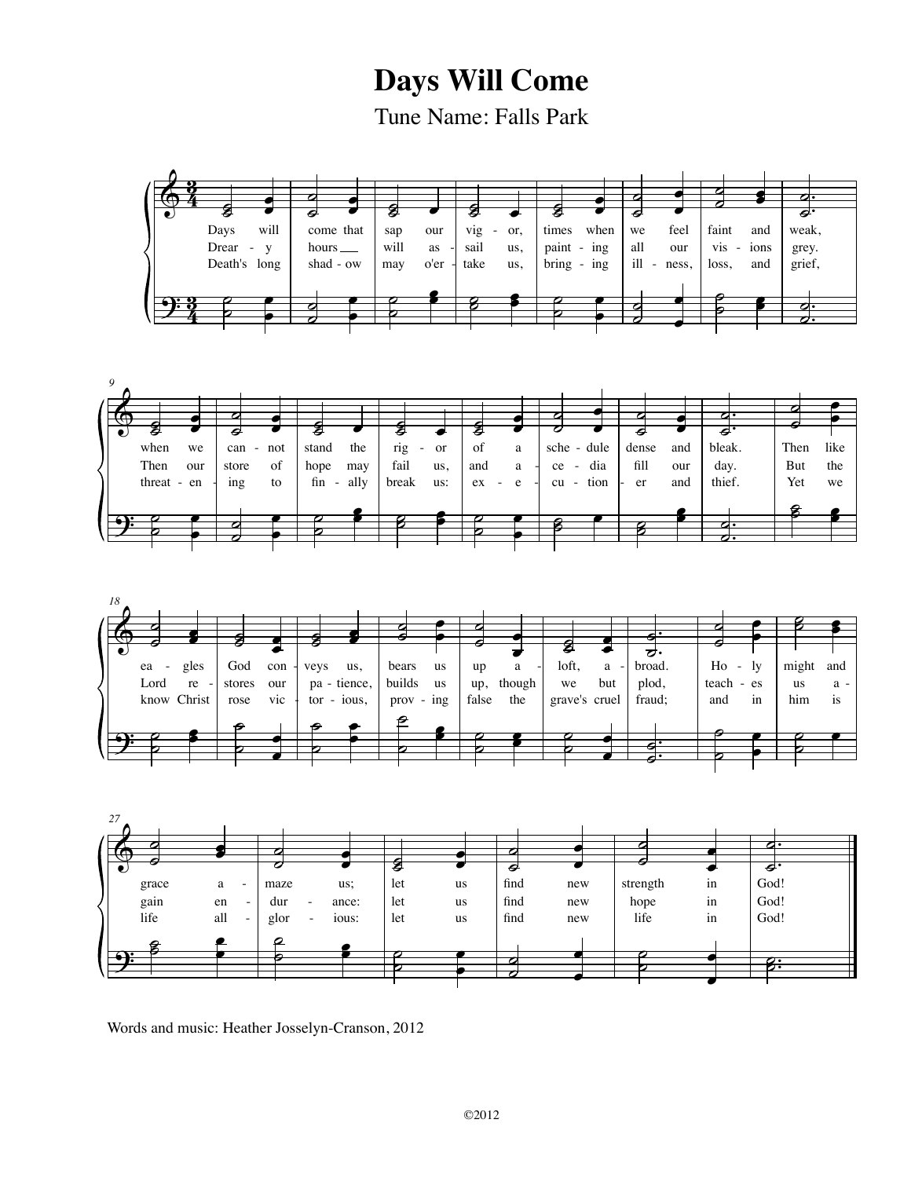# Days Will Come

Tune Name: Falls Park

Words and music: Heather Josselyn-Cranson, 2012

©2012